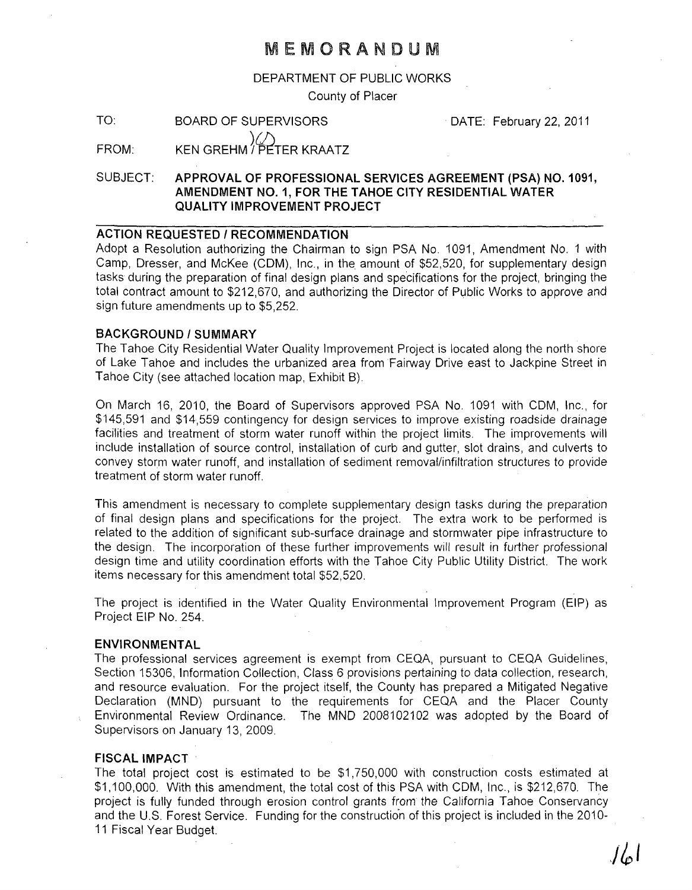# MEMORANDUM

DEPARTMENT OF PUBLIC WORKS

County of Placer

TO: BOARD OF SUPERVISORS DATE: February 22, 2011

FROM: KEN GREHM / PETER KRAATZ

SUBJECT: **APPROVAL OF PROFESSIONAL SERVICES AGREEMENT (PSA) NO. 1091, AMENDMENT NO. 1, FOR THE TAHOE CITY RESIDENTIAL WATER QUALITY IMPROVEMENT PROJECT**

## ACTION REQUESTED / RECOMMENDATION

Adopt a Resolution authorizing the Chairman to sign PSA No. 1091, Amendment No. 1 with Camp, Dresser, and McKee (CDM), Inc., in the amount of $52,520, for supplementary design tasks during the preparation of final design plans and specifications for the project, bringing the total contract amount to $212,670, and authorizing the Director of Public Works to approve and sign future amendments up to $5,252.

## BACKGROUND / SUMMARY

The Tahoe City Residential Water Quality Improvement Project is located along the north shore of Lake Tahoe and includes the urbanized area from Fairway Drive east to Jackpine Street in Tahoe City (see attached location map, Exhibit B).

On March 16, 2010, the Board of Supervisors approved PSA No. 1091 with CDM, Inc., for $145,591 and $14,559 contingency for design services to improve existing roadside drainage facilities and treatment of storm water runoff within the project limits. The improvements will include installation of source control, installation of curb and gutter, slot drains, and culverts to convey storm water runoff, and installation of sediment removal/infiltration structures to provide treatment of storm water runoff.

This amendment is necessary to complete supplementary design tasks during the preparation of final design plans and specifications for the project. The extra work to be performed is related to the addition of significant sub-surface drainage and stormwater pipe infrastructure to the design. The incorporation of these further improvements will result in further professional design time and utility coordination efforts with the Tahoe City Public Utility District. The work items necessary for this amendment total $52,520.

The project is identified in the Water Quality Environmental Improvement Program (EIP) as Project EIP No. 254.

## ENVIRONMENTAL

The professional services agreement is exempt from CEQA, pursuant to CEQA Guidelines, Section 15306, Information Collection, Class 6 provisions pertaining to data collection, research, and resource evaluation. For the project itself, the County has prepared a Mitigated Negative Declaration (MND) pursuant to the requirements for CEQA and the Placer County Environmental Review Ordinance. The MND 2008102102 was adopted by the Board of Supervisors on January 13, 2009.

## FISCAL IMPACT

The total project cost is estimated to be $1,750,000 with construction costs estimated at $1,100,000. With this amendment, the total cost of this PSA with CDM, Inc., is $212,670. The project is fully funded through erosion control grants from the California Tahoe Conservancy and the U.S. Forest Service. Funding for the construction of this project is included in the 2010-11 Fiscal Year Budget.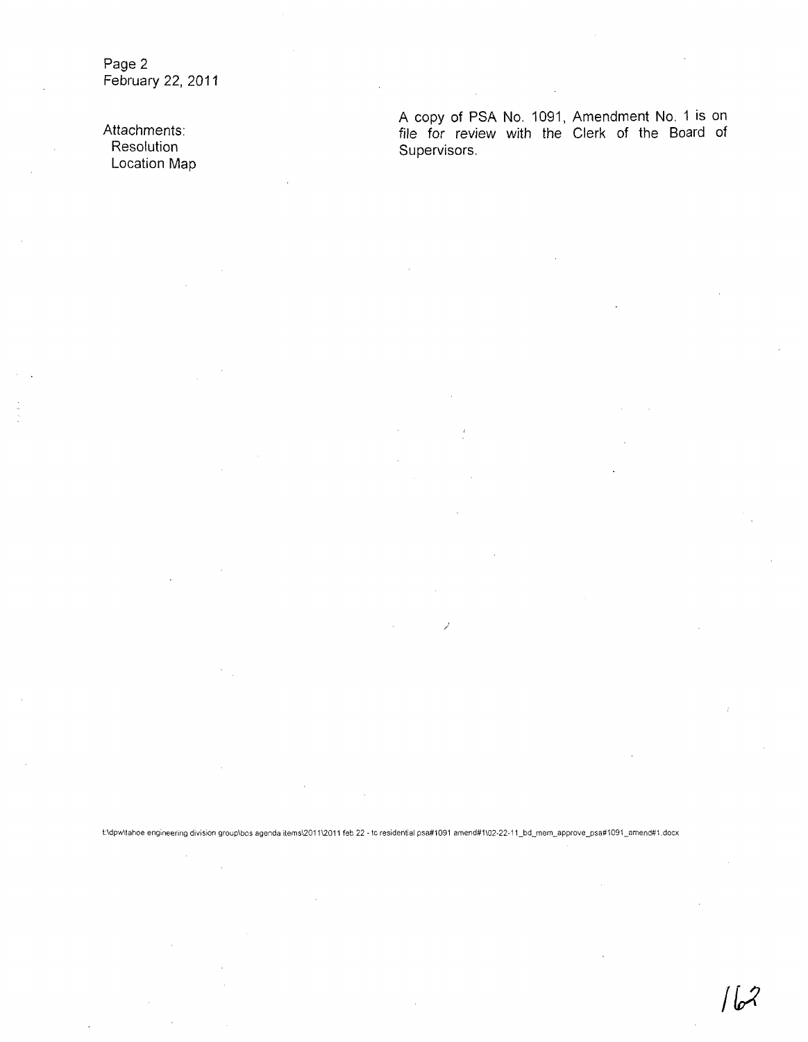Attachments:
Resolution
Location Map

A copy of PSA No. 1091, Amendment No. 1 is on file for review with the Clerk of the Board of Supervisors.

t:\dpw\tahoe engineering division group\bos agenda items\2011\2011 feb 22 - tc residential psa#1091 amend#1\02-22-11_bd_mem_approve_psa#1091_amend#1.docx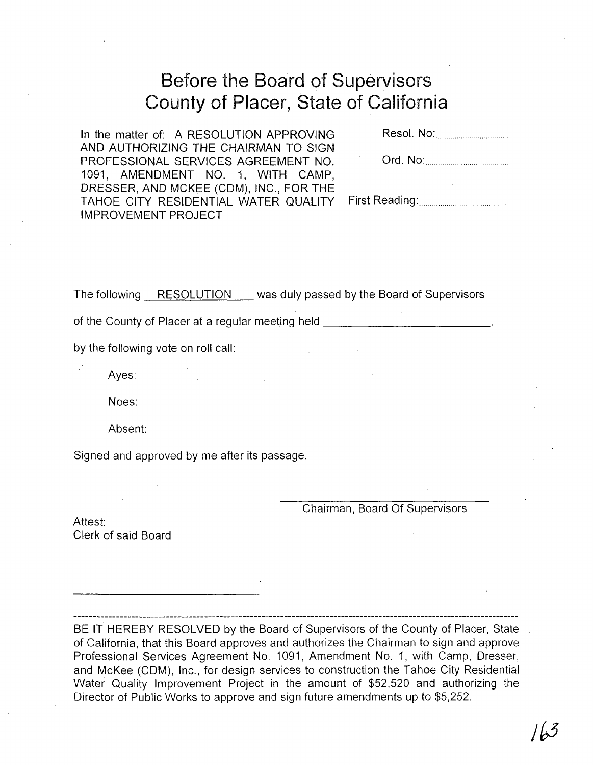# Before the Board of Supervisors County of Placer, State of California

In the matter of: A RESOLUTION APPROVING AND AUTHORIZING THE CHAIRMAN TO SIGN PROFESSIONAL SERVICES AGREEMENT NO. 1091, AMENDMENT NO. 1, WITH CAMP, DRESSER, AND MCKEE (CDM), INC., FOR THE TAHOE CITY RESIDENTIAL WATER QUALITY IMPROVEMENT PROJECT

Resol. No:..............................

Ord. No:..............................

First Reading:..............................

The following RESOLUTION was duly passed by the Board of Supervisors of the County of Placer at a regular meeting held ____________________,

by the following vote on roll call:

Ayes:

Noes:

Absent:

Signed and approved by me after its passage.

______________________________
Chairman, Board Of Supervisors

Attest:
Clerk of said Board

______________________________

---

BE IT HEREBY RESOLVED by the Board of Supervisors of the County of Placer, State of California, that this Board approves and authorizes the Chairman to sign and approve Professional Services Agreement No. 1091, Amendment No. 1, with Camp, Dresser, and McKee (CDM), Inc., for design services to construction the Tahoe City Residential Water Quality Improvement Project in the amount of $52,520 and authorizing the Director of Public Works to approve and sign future amendments up to $5,252.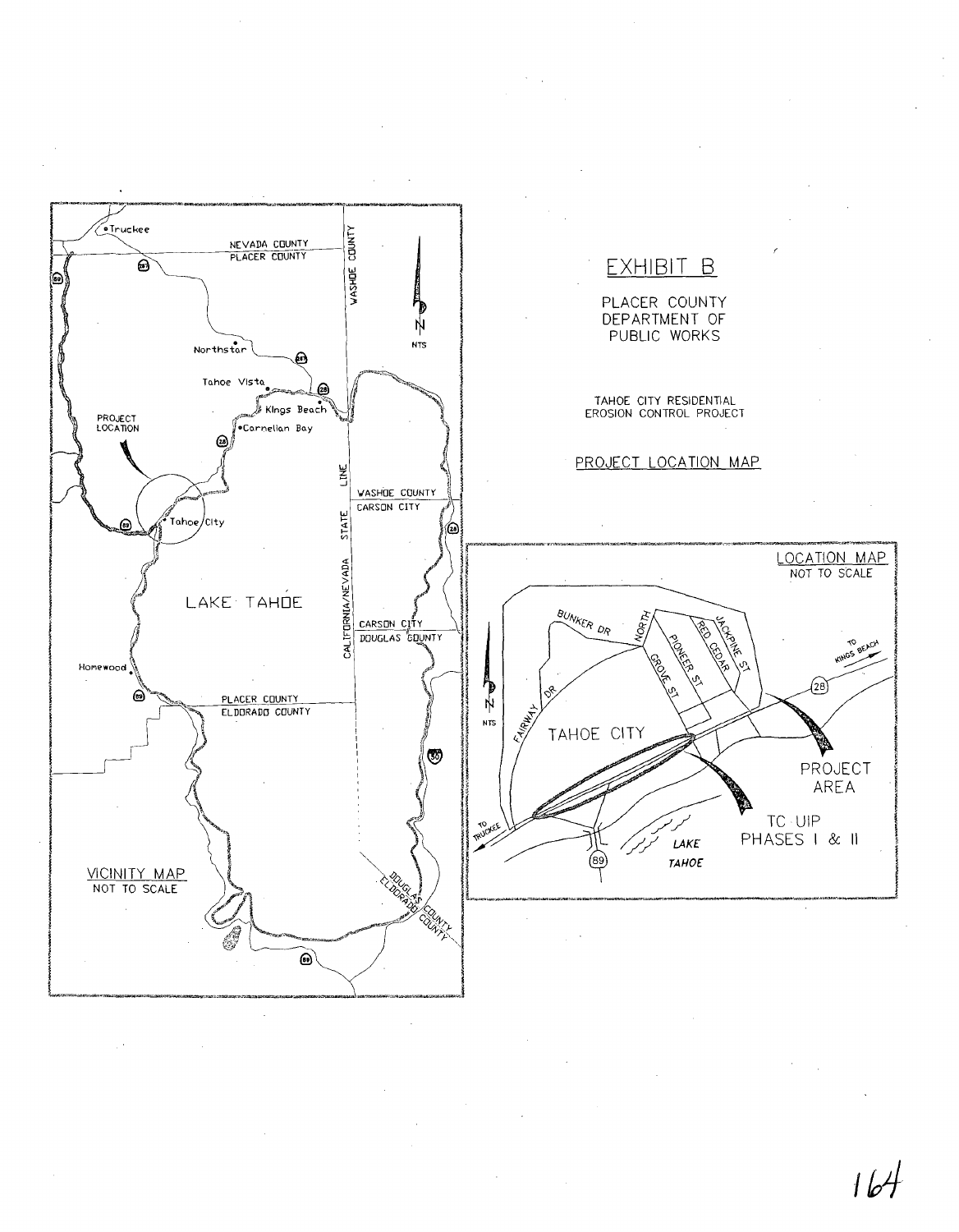# EXHIBIT B

PLACER COUNTY
DEPARTMENT OF
PUBLIC WORKS

TAHOE CITY RESIDENTIAL
EROSION CONTROL PROJECT

PROJECT LOCATION MAP

Truckee
NEVADA COUNTY
PLACER COUNTY
WASHOE COUNTY
N
NTS
Northstar
Tahoe Vista
Kings Beach
Carnelian Bay
PROJECT LOCATION
Tahoe City
LAKE TAHOE
CALIFORNIA/NEVADA STATE LINE
WASHOE COUNTY
CARSON CITY
CARSON CITY
DOUGLAS COUNTY
Homewood
PLACER COUNTY
ELDORADO COUNTY
DOUGLAS COUNTY
ELDORADO COUNTY

VICINITY MAP
NOT TO SCALE

LOCATION MAP
NOT TO SCALE

BUNKER DR
NORTH
GROVE ST
PIONEER ST
RED CEDAR
JACKPINE ST
FAIRWAY DR
TAHOE CITY
N
NTS
TO KINGS BEACH
28
PROJECT AREA
TC UIP
PHASES I & II
TO TRUCKEE
89
LAKE TAHOE